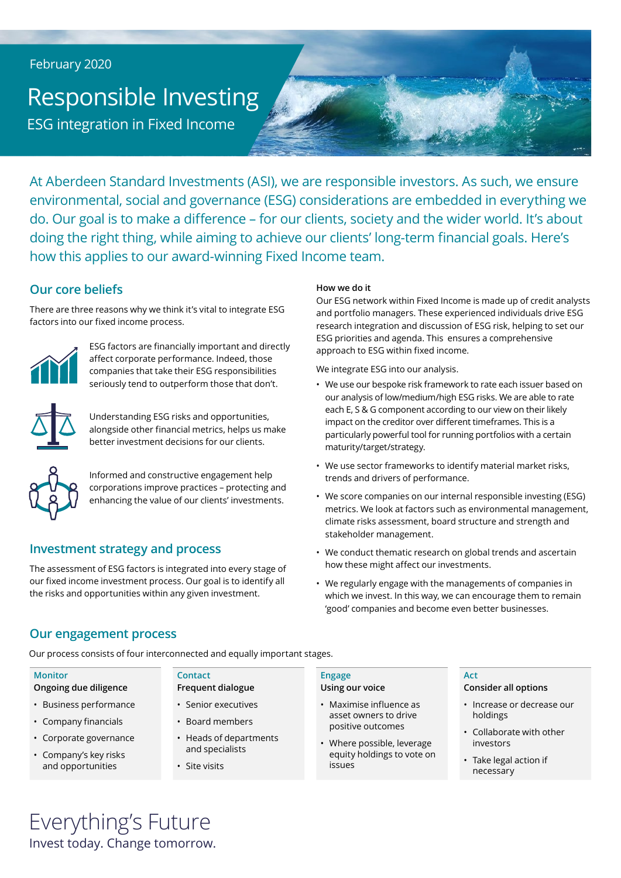February 2020

# Responsible Investing

## ESG integration in Fixed Income

At Aberdeen Standard Investments (ASI), we are responsible investors. As such, we ensure environmental, social and governance (ESG) considerations are embedded in everything we do. Our goal is to make a difference – for our clients, society and the wider world. It's about doing the right thing, while aiming to achieve our clients' long-term financial goals. Here's how this applies to our award-winning Fixed Income team.

## Our core beliefs

There are three reasons why we think it's vital to integrate ESG factors into our fixed income process.

ESG factors are financially important and directly affect corporate performance. Indeed, those companies that take their ESG responsibilities seriously tend to outperform those that don't.

Understanding ESG risks and opportunities, alongside other financial metrics, helps us make better investment decisions for our clients.

Informed and constructive engagement help corporations improve practices – protecting and enhancing the value of our clients' investments.

## Investment strategy and process

The assessment of ESG factors is integrated into every stage of our fixed income investment process. Our goal is to identify all the risks and opportunities within any given investment.

**How we do it**

Our ESG network within Fixed Income is made up of credit analysts and portfolio managers. These experienced individuals drive ESG research integration and discussion of ESG risk, helping to set our ESG priorities and agenda. This ensures a comprehensive approach to ESG within fixed income.

We integrate ESG into our analysis.

- We use our bespoke risk framework to rate each issuer based on our analysis of low/medium/high ESG risks. We are able to rate each E, S & G component according to our view on their likely impact on the creditor over different timeframes. This is a particularly powerful tool for running portfolios with a certain maturity/target/strategy.
- We use sector frameworks to identify material market risks, trends and drivers of performance.
- We score companies on our internal responsible investing (ESG) metrics. We look at factors such as environmental management, climate risks assessment, board structure and strength and stakeholder management.
- We conduct thematic research on global trends and ascertain how these might affect our investments.
- We regularly engage with the managements of companies in which we invest. In this way, we can encourage them to remain 'good' companies and become even better businesses.

## Our engagement process

Our process consists of four interconnected and equally important stages.

**Monitor**
**Ongoing due diligence**

- Business performance
- Company financials
- Corporate governance
- Company's key risks and opportunities

**Contact**
**Frequent dialogue**

- Senior executives
- Board members
- Heads of departments and specialists
- Site visits

**Engage**
**Using our voice**

- Maximise influence as asset owners to drive positive outcomes
- Where possible, leverage equity holdings to vote on issues

**Act**
**Consider all options**

- Increase or decrease our holdings
- Collaborate with other investors
- Take legal action if necessary

Everything's Future

Invest today. Change tomorrow.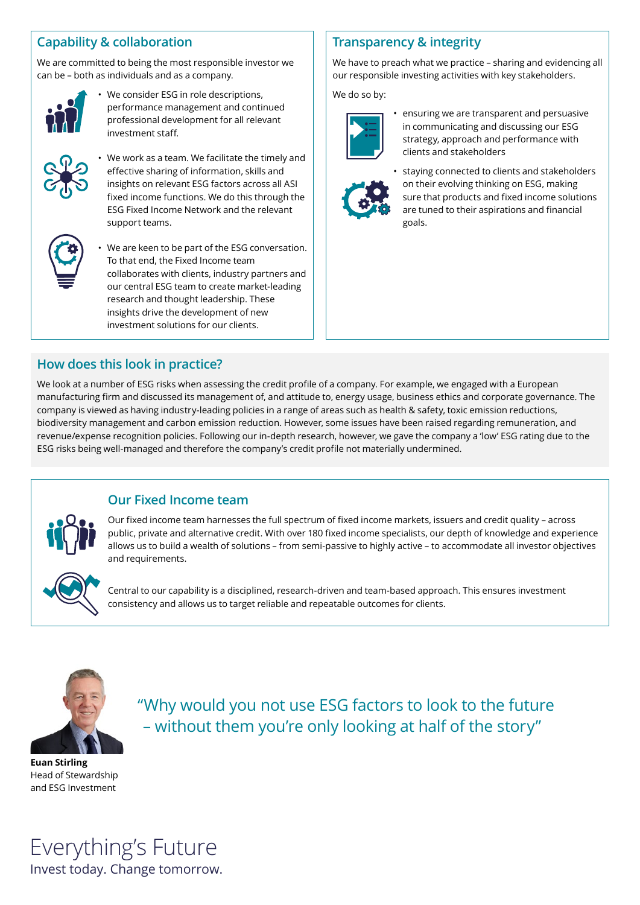## Capability & collaboration

We are committed to being the most responsible investor we can be – both as individuals and as a company.

- We consider ESG in role descriptions, performance management and continued professional development for all relevant investment staff.
- We work as a team. We facilitate the timely and effective sharing of information, skills and insights on relevant ESG factors across all ASI fixed income functions. We do this through the ESG Fixed Income Network and the relevant support teams.
- We are keen to be part of the ESG conversation. To that end, the Fixed Income team collaborates with clients, industry partners and our central ESG team to create market-leading research and thought leadership. These insights drive the development of new investment solutions for our clients.

## Transparency & integrity

We have to preach what we practice – sharing and evidencing all our responsible investing activities with key stakeholders.

We do so by:

- ensuring we are transparent and persuasive in communicating and discussing our ESG strategy, approach and performance with clients and stakeholders
- staying connected to clients and stakeholders on their evolving thinking on ESG, making sure that products and fixed income solutions are tuned to their aspirations and financial goals.

## How does this look in practice?

We look at a number of ESG risks when assessing the credit profile of a company. For example, we engaged with a European manufacturing firm and discussed its management of, and attitude to, energy usage, business ethics and corporate governance. The company is viewed as having industry-leading policies in a range of areas such as health & safety, toxic emission reductions, biodiversity management and carbon emission reduction. However, some issues have been raised regarding remuneration, and revenue/expense recognition policies. Following our in-depth research, however, we gave the company a 'low' ESG rating due to the ESG risks being well-managed and therefore the company's credit profile not materially undermined.

## Our Fixed Income team

Our fixed income team harnesses the full spectrum of fixed income markets, issuers and credit quality – across public, private and alternative credit. With over 180 fixed income specialists, our depth of knowledge and experience allows us to build a wealth of solutions – from semi-passive to highly active – to accommodate all investor objectives and requirements.

Central to our capability is a disciplined, research-driven and team-based approach. This ensures investment consistency and allows us to target reliable and repeatable outcomes for clients.

> "Why would you not use ESG factors to look to the future – without them you're only looking at half of the story"

**Euan Stirling**
Head of Stewardship and ESG Investment

Everything's Future
Invest today. Change tomorrow.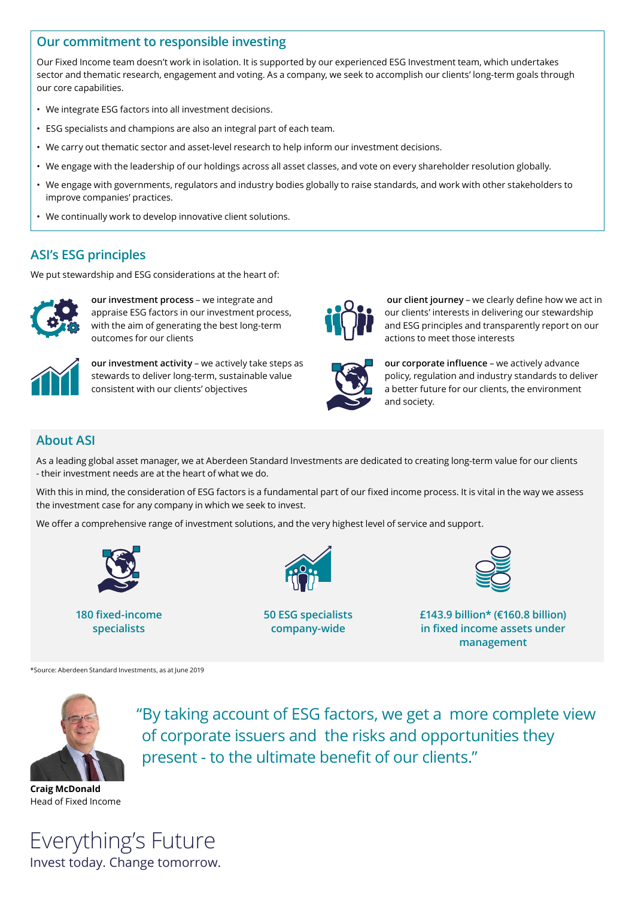## Our commitment to responsible investing

Our Fixed Income team doesn't work in isolation. It is supported by our experienced ESG Investment team, which undertakes sector and thematic research, engagement and voting. As a company, we seek to accomplish our clients' long-term goals through our core capabilities.

- We integrate ESG factors into all investment decisions.
- ESG specialists and champions are also an integral part of each team.
- We carry out thematic sector and asset-level research to help inform our investment decisions.
- We engage with the leadership of our holdings across all asset classes, and vote on every shareholder resolution globally.
- We engage with governments, regulators and industry bodies globally to raise standards, and work with other stakeholders to improve companies' practices.
- We continually work to develop innovative client solutions.

## ASI's ESG principles

We put stewardship and ESG considerations at the heart of:

**our investment process** – we integrate and appraise ESG factors in our investment process, with the aim of generating the best long-term outcomes for our clients

**our client journey** – we clearly define how we act in our clients' interests in delivering our stewardship and ESG principles and transparently report on our actions to meet those interests

**our investment activity** – we actively take steps as stewards to deliver long-term, sustainable value consistent with our clients' objectives

**our corporate influence** – we actively advance policy, regulation and industry standards to deliver a better future for our clients, the environment and society.

## About ASI

As a leading global asset manager, we at Aberdeen Standard Investments are dedicated to creating long-term value for our clients - their investment needs are at the heart of what we do.

With this in mind, the consideration of ESG factors is a fundamental part of our fixed income process. It is vital in the way we assess the investment case for any company in which we seek to invest.

We offer a comprehensive range of investment solutions, and the very highest level of service and support.

**180 fixed-income specialists**

**50 ESG specialists company-wide**

**£143.9 billion* (€160.8 billion) in fixed income assets under management**

*Source: Aberdeen Standard Investments, as at June 2019

"By taking account of ESG factors, we get a more complete view of corporate issuers and the risks and opportunities they present - to the ultimate benefit of our clients."

**Craig McDonald**
Head of Fixed Income

# Everything's Future

Invest today. Change tomorrow.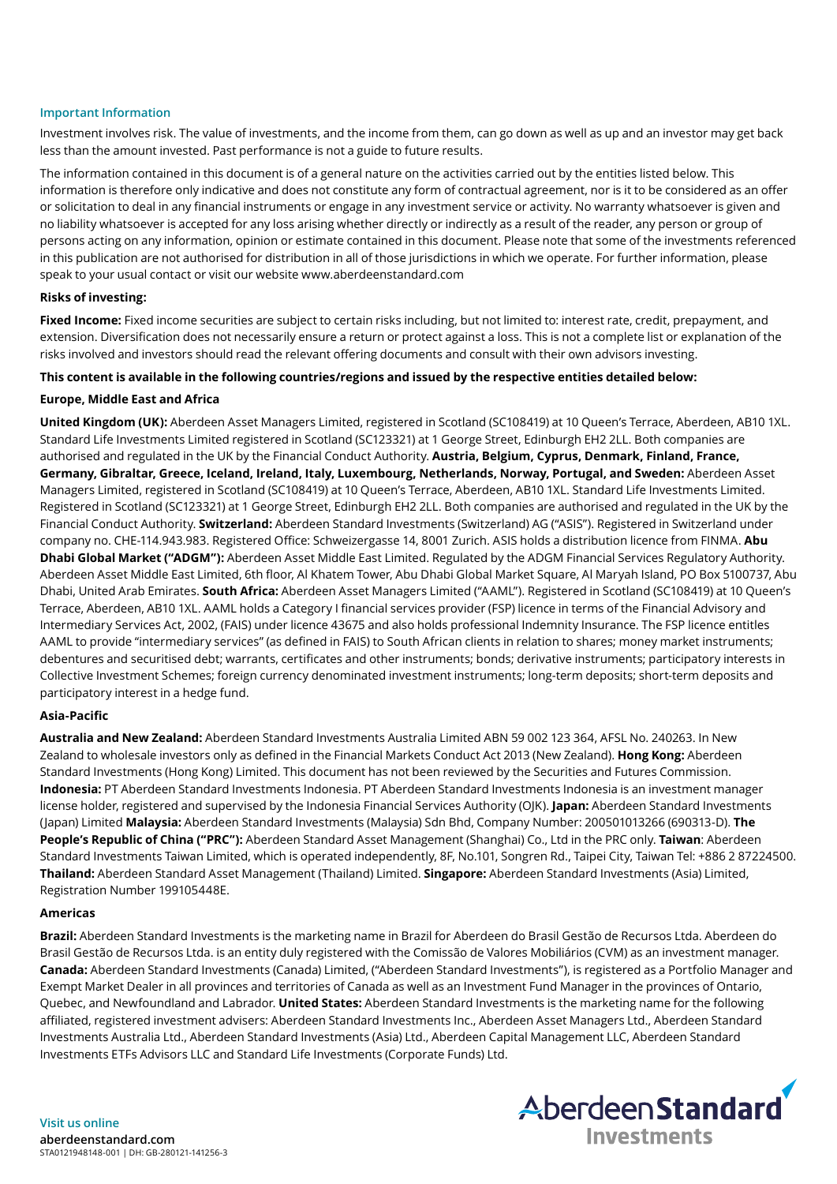### Important Information

Investment involves risk. The value of investments, and the income from them, can go down as well as up and an investor may get back less than the amount invested. Past performance is not a guide to future results.

The information contained in this document is of a general nature on the activities carried out by the entities listed below. This information is therefore only indicative and does not constitute any form of contractual agreement, nor is it to be considered as an offer or solicitation to deal in any financial instruments or engage in any investment service or activity. No warranty whatsoever is given and no liability whatsoever is accepted for any loss arising whether directly or indirectly as a result of the reader, any person or group of persons acting on any information, opinion or estimate contained in this document. Please note that some of the investments referenced in this publication are not authorised for distribution in all of those jurisdictions in which we operate. For further information, please speak to your usual contact or visit our website www.aberdeenstandard.com

**Risks of investing:**

**Fixed Income:** Fixed income securities are subject to certain risks including, but not limited to: interest rate, credit, prepayment, and extension. Diversification does not necessarily ensure a return or protect against a loss. This is not a complete list or explanation of the risks involved and investors should read the relevant offering documents and consult with their own advisors investing.

**This content is available in the following countries/regions and issued by the respective entities detailed below:**

**Europe, Middle East and Africa**

**United Kingdom (UK):** Aberdeen Asset Managers Limited, registered in Scotland (SC108419) at 10 Queen's Terrace, Aberdeen, AB10 1XL. Standard Life Investments Limited registered in Scotland (SC123321) at 1 George Street, Edinburgh EH2 2LL. Both companies are authorised and regulated in the UK by the Financial Conduct Authority. **Austria, Belgium, Cyprus, Denmark, Finland, France, Germany, Gibraltar, Greece, Iceland, Ireland, Italy, Luxembourg, Netherlands, Norway, Portugal, and Sweden:** Aberdeen Asset Managers Limited, registered in Scotland (SC108419) at 10 Queen's Terrace, Aberdeen, AB10 1XL. Standard Life Investments Limited. Registered in Scotland (SC123321) at 1 George Street, Edinburgh EH2 2LL. Both companies are authorised and regulated in the UK by the Financial Conduct Authority. **Switzerland:** Aberdeen Standard Investments (Switzerland) AG ("ASIS"). Registered in Switzerland under company no. CHE-114.943.983. Registered Office: Schweizergasse 14, 8001 Zurich. ASIS holds a distribution licence from FINMA. **Abu Dhabi Global Market ("ADGM"):** Aberdeen Asset Middle East Limited. Regulated by the ADGM Financial Services Regulatory Authority. Aberdeen Asset Middle East Limited, 6th floor, Al Khatem Tower, Abu Dhabi Global Market Square, Al Maryah Island, PO Box 5100737, Abu Dhabi, United Arab Emirates. **South Africa:** Aberdeen Asset Managers Limited ("AAML"). Registered in Scotland (SC108419) at 10 Queen's Terrace, Aberdeen, AB10 1XL. AAML holds a Category I financial services provider (FSP) licence in terms of the Financial Advisory and Intermediary Services Act, 2002, (FAIS) under licence 43675 and also holds professional Indemnity Insurance. The FSP licence entitles AAML to provide "intermediary services" (as defined in FAIS) to South African clients in relation to shares; money market instruments; debentures and securitised debt; warrants, certificates and other instruments; bonds; derivative instruments; participatory interests in Collective Investment Schemes; foreign currency denominated investment instruments; long-term deposits; short-term deposits and participatory interest in a hedge fund.

**Asia-Pacific**

**Australia and New Zealand:** Aberdeen Standard Investments Australia Limited ABN 59 002 123 364, AFSL No. 240263. In New Zealand to wholesale investors only as defined in the Financial Markets Conduct Act 2013 (New Zealand). **Hong Kong:** Aberdeen Standard Investments (Hong Kong) Limited. This document has not been reviewed by the Securities and Futures Commission. **Indonesia:** PT Aberdeen Standard Investments Indonesia. PT Aberdeen Standard Investments Indonesia is an investment manager license holder, registered and supervised by the Indonesia Financial Services Authority (OJK). **Japan:** Aberdeen Standard Investments (Japan) Limited **Malaysia:** Aberdeen Standard Investments (Malaysia) Sdn Bhd, Company Number: 200501013266 (690313-D). **The People's Republic of China ("PRC"):** Aberdeen Standard Asset Management (Shanghai) Co., Ltd in the PRC only. **Taiwan**: Aberdeen Standard Investments Taiwan Limited, which is operated independently, 8F, No.101, Songren Rd., Taipei City, Taiwan Tel: +886 2 87224500. **Thailand:** Aberdeen Standard Asset Management (Thailand) Limited. **Singapore:** Aberdeen Standard Investments (Asia) Limited, Registration Number 199105448E.

**Americas**

**Brazil:** Aberdeen Standard Investments is the marketing name in Brazil for Aberdeen do Brasil Gestão de Recursos Ltda. Aberdeen do Brasil Gestão de Recursos Ltda. is an entity duly registered with the Comissão de Valores Mobiliários (CVM) as an investment manager. **Canada:** Aberdeen Standard Investments (Canada) Limited, ("Aberdeen Standard Investments"), is registered as a Portfolio Manager and Exempt Market Dealer in all provinces and territories of Canada as well as an Investment Fund Manager in the provinces of Ontario, Quebec, and Newfoundland and Labrador. **United States:** Aberdeen Standard Investments is the marketing name for the following affiliated, registered investment advisers: Aberdeen Standard Investments Inc., Aberdeen Asset Managers Ltd., Aberdeen Standard Investments Australia Ltd., Aberdeen Standard Investments (Asia) Ltd., Aberdeen Capital Management LLC, Aberdeen Standard Investments ETFs Advisors LLC and Standard Life Investments (Corporate Funds) Ltd.

**Visit us online**
**aberdeenstandard.com**
STA0121948148-001 | DH: GB-280121-141256-3

Aberdeen Standard Investments